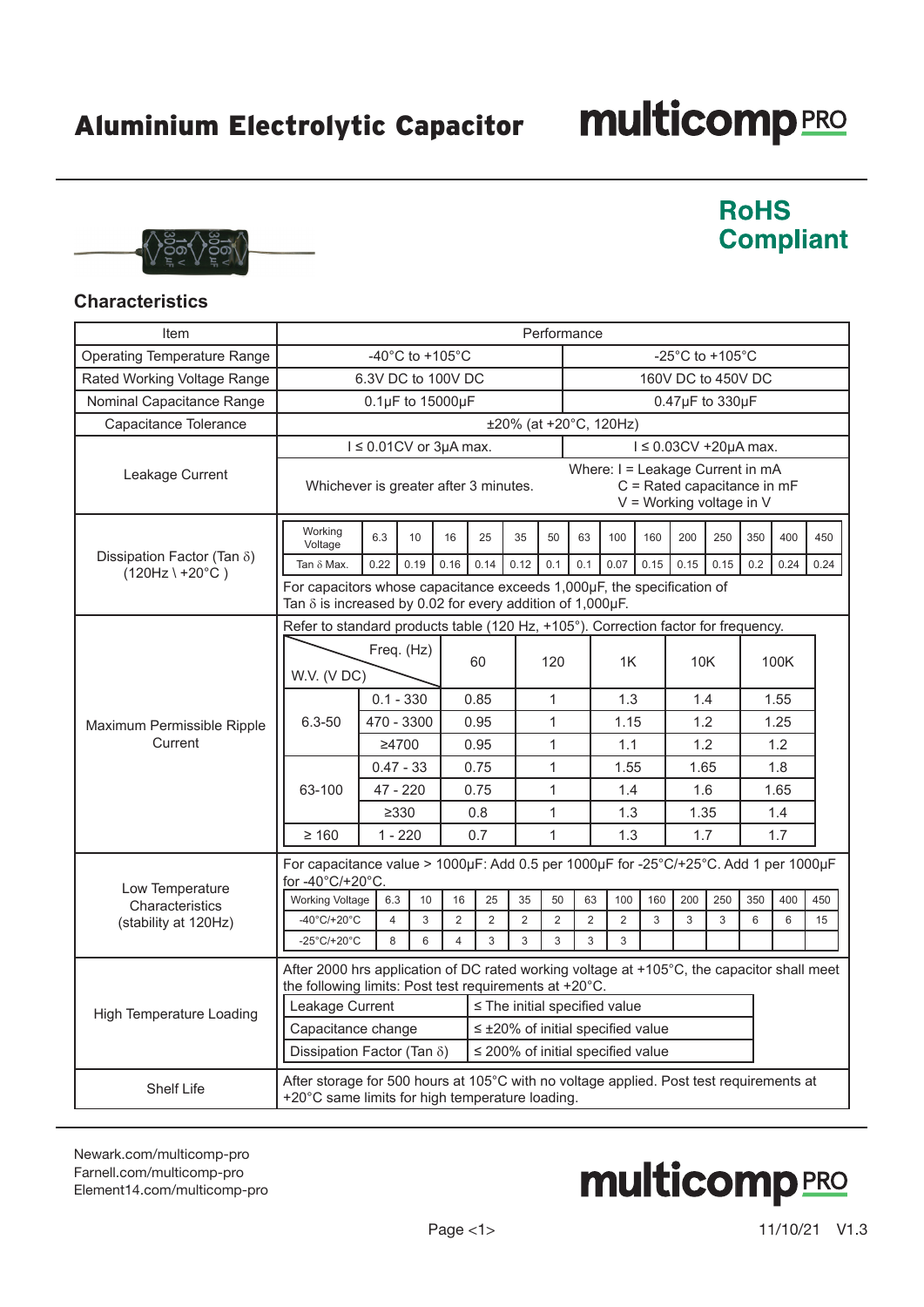# Aluminium Electrolytic Capacitor

**RoHS Compliant**

## Characteristics

| Item | Performance | |
|---|---|---|
| Operating Temperature Range | -40°C to +105°C | -25°C to +105°C |
| Rated Working Voltage Range | 6.3V DC to 100V DC | 160V DC to 450V DC |
| Nominal Capacitance Range | 0.1µF to 15000µF | 0.47µF to 330µF |
| Capacitance Tolerance | ±20% (at +20°C, 120Hz) | |
| Leakage Current | I ≤ 0.01CV or 3µA max. | I ≤ 0.03CV +20µA max. |
| | Whichever is greater after 3 minutes. | Where: I = Leakage Current in mA; C = Rated capacitance in mF; V = Working voltage in V |

**Dissipation Factor (Tan δ) (120Hz \ +20°C )**

| Working Voltage | 6.3 | 10 | 16 | 25 | 35 | 50 | 63 | 100 | 160 | 200 | 250 | 350 | 400 | 450 |
|---|---|---|---|---|---|---|---|---|---|---|---|---|---|---|
| Tan δ Max. | 0.22 | 0.19 | 0.16 | 0.14 | 0.12 | 0.1 | 0.1 | 0.07 | 0.15 | 0.15 | 0.15 | 0.2 | 0.24 | 0.24 |

For capacitors whose capacitance exceeds 1,000µF, the specification of Tan δ is increased by 0.02 for every addition of 1,000µF.

**Maximum Permissible Ripple Current**

Refer to standard products table (120 Hz, +105°). Correction factor for frequency.

| W.V. (V DC) | Freq. (Hz) | 60 | 120 | 1K | 10K | 100K |
|---|---|---|---|---|---|---|
| 6.3-50 | 0.1 - 330 | 0.85 | 1 | 1.3 | 1.4 | 1.55 |
| | 470 - 3300 | 0.95 | 1 | 1.15 | 1.2 | 1.25 |
| | ≥4700 | 0.95 | 1 | 1.1 | 1.2 | 1.2 |
| 63-100 | 0.47 - 33 | 0.75 | 1 | 1.55 | 1.65 | 1.8 |
| | 47 - 220 | 0.75 | 1 | 1.4 | 1.6 | 1.65 |
| | ≥330 | 0.8 | 1 | 1.3 | 1.35 | 1.4 |
| ≥ 160 | 1 - 220 | 0.7 | 1 | 1.3 | 1.7 | 1.7 |

**Low Temperature Characteristics (stability at 120Hz)**

For capacitance value > 1000µF: Add 0.5 per 1000µF for -25°C/+25°C. Add 1 per 1000µF for -40°C/+20°C.

| Working Voltage | 6.3 | 10 | 16 | 25 | 35 | 50 | 63 | 100 | 160 | 200 | 250 | 350 | 400 | 450 |
|---|---|---|---|---|---|---|---|---|---|---|---|---|---|---|
| -40°C/+20°C | 4 | 3 | 2 | 2 | 2 | 2 | 2 | 2 | 3 | 3 | 3 | 6 | 6 | 15 |
| -25°C/+20°C | 8 | 6 | 4 | 3 | 3 | 3 | 3 | 3 | | | | | | |

**High Temperature Loading**

After 2000 hrs application of DC rated working voltage at +105°C, the capacitor shall meet the following limits: Post test requirements at +20°C.

| Parameter | Limit |
|---|---|
| Leakage Current | ≤ The initial specified value |
| Capacitance change | ≤ ±20% of initial specified value |
| Dissipation Factor (Tan δ) | ≤ 200% of initial specified value |

**Shelf Life**

After storage for 500 hours at 105°C with no voltage applied. Post test requirements at +20°C same limits for high temperature loading.

Newark.com/multicomp-pro
Farnell.com/multicomp-pro
Element14.com/multicomp-pro

11/10/21 V1.3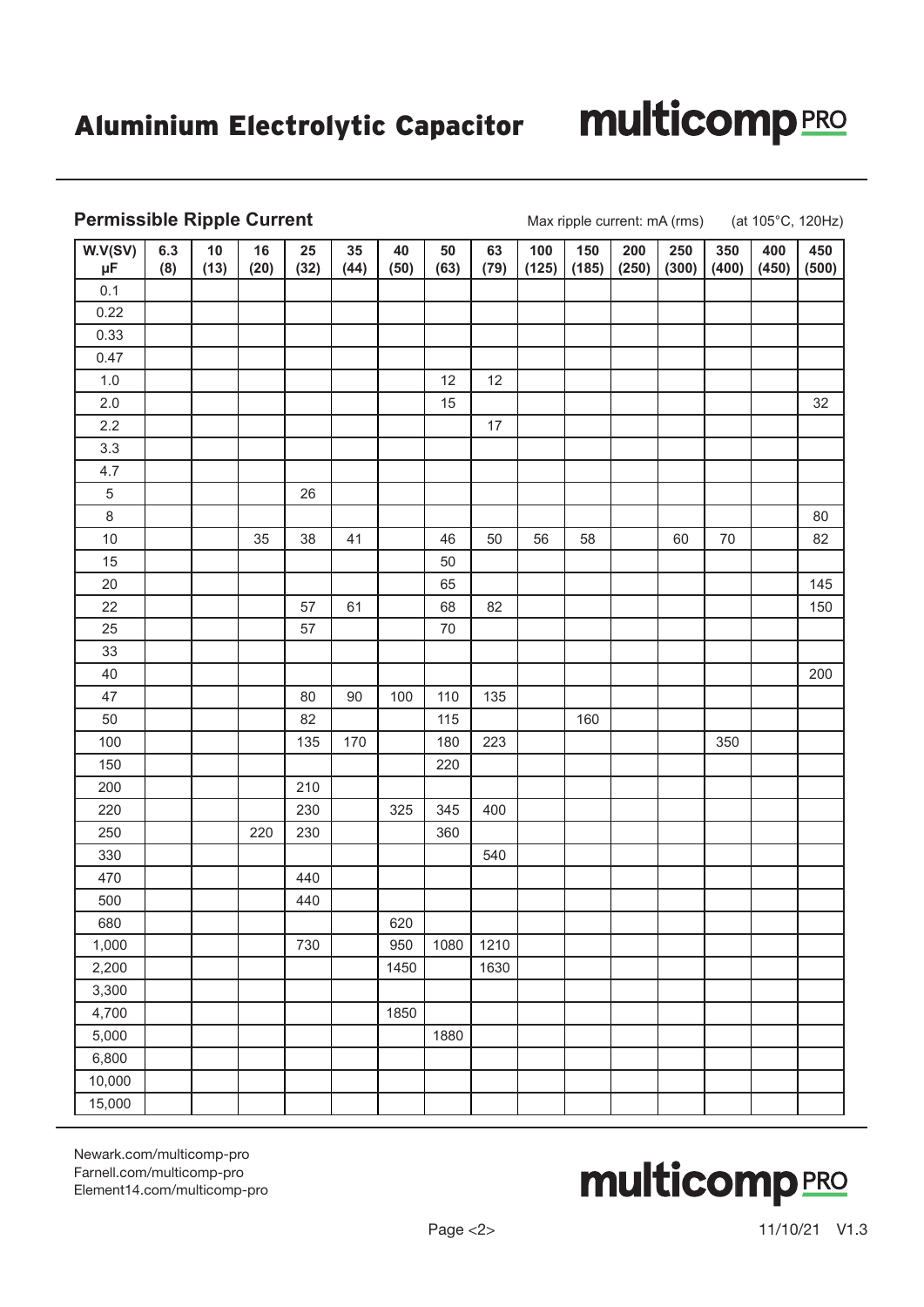# Aluminium Electrolytic Capacitor

## Permissible Ripple Current

Max ripple current: mA (rms) (at 105°C, 120Hz)

| W.V(SV) µF | 6.3 (8) | 10 (13) | 16 (20) | 25 (32) | 35 (44) | 40 (50) | 50 (63) | 63 (79) | 100 (125) | 150 (185) | 200 (250) | 250 (300) | 350 (400) | 400 (450) | 450 (500) |
|---|---|---|---|---|---|---|---|---|---|---|---|---|---|---|---|
| 0.1 | | | | | | | | | | | | | | | |
| 0.22 | | | | | | | | | | | | | | | |
| 0.33 | | | | | | | | | | | | | | | |
| 0.47 | | | | | | | | | | | | | | | |
| 1.0 | | | | | | | 12 | 12 | | | | | | | |
| 2.0 | | | | | | | 15 | | | | | | | | 32 |
| 2.2 | | | | | | | | 17 | | | | | | | |
| 3.3 | | | | | | | | | | | | | | | |
| 4.7 | | | | | | | | | | | | | | | |
| 5 | | | | 26 | | | | | | | | | | | |
| 8 | | | | | | | | | | | | | | | 80 |
| 10 | | | 35 | 38 | 41 | | 46 | 50 | 56 | 58 | | 60 | 70 | | 82 |
| 15 | | | | | | | 50 | | | | | | | | |
| 20 | | | | | | | 65 | | | | | | | | 145 |
| 22 | | | | 57 | 61 | | 68 | 82 | | | | | | | 150 |
| 25 | | | | 57 | | | 70 | | | | | | | | |
| 33 | | | | | | | | | | | | | | | |
| 40 | | | | | | | | | | | | | | | 200 |
| 47 | | | | 80 | 90 | 100 | 110 | 135 | | | | | | | |
| 50 | | | | 82 | | | 115 | | | 160 | | | | | |
| 100 | | | | 135 | 170 | | 180 | 223 | | | | | 350 | | |
| 150 | | | | | | | 220 | | | | | | | | |
| 200 | | | | 210 | | | | | | | | | | | |
| 220 | | | | 230 | | 325 | 345 | 400 | | | | | | | |
| 250 | | | 220 | 230 | | | 360 | | | | | | | | |
| 330 | | | | | | | | 540 | | | | | | | |
| 470 | | | | 440 | | | | | | | | | | | |
| 500 | | | | 440 | | | | | | | | | | | |
| 680 | | | | | | 620 | | | | | | | | | |
| 1,000 | | | | 730 | | 950 | 1080 | 1210 | | | | | | | |
| 2,200 | | | | | | 1450 | | 1630 | | | | | | | |
| 3,300 | | | | | | | | | | | | | | | |
| 4,700 | | | | | | 1850 | | | | | | | | | |
| 5,000 | | | | | | | 1880 | | | | | | | | |
| 6,800 | | | | | | | | | | | | | | | |
| 10,000 | | | | | | | | | | | | | | | |
| 15,000 | | | | | | | | | | | | | | | |

Newark.com/multicomp-pro
Farnell.com/multicomp-pro
Element14.com/multicomp-pro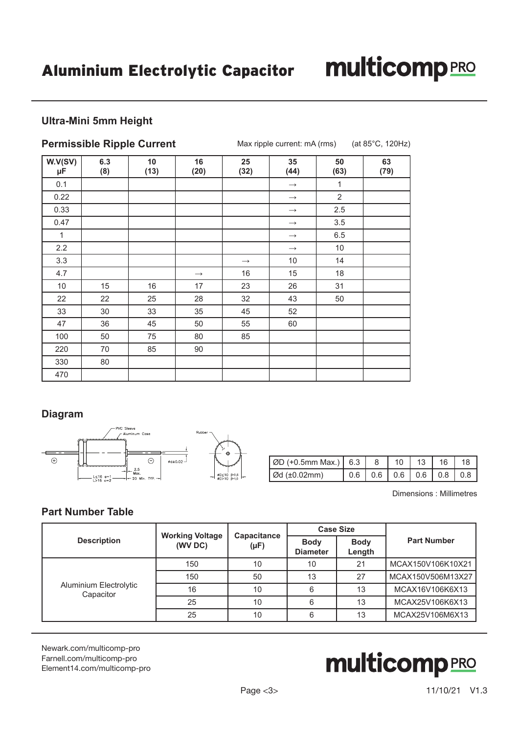## Ultra-Mini 5mm Height

### Permissible Ripple Current

Max ripple current: mA (rms) (at 85°C, 120Hz)

| W.V(SV) µF | 6.3 (8) | 10 (13) | 16 (20) | 25 (32) | 35 (44) | 50 (63) | 63 (79) |
|---|---|---|---|---|---|---|---|
| 0.1 | | | | | → | 1 | |
| 0.22 | | | | | → | 2 | |
| 0.33 | | | | | → | 2.5 | |
| 0.47 | | | | | → | 3.5 | |
| 1 | | | | | → | 6.5 | |
| 2.2 | | | | | → | 10 | |
| 3.3 | | | | → | 10 | 14 | |
| 4.7 | | | → | 16 | 15 | 18 | |
| 10 | 15 | 16 | 17 | 23 | 26 | 31 | |
| 22 | 22 | 25 | 28 | 32 | 43 | 50 | |
| 33 | 30 | 33 | 35 | 45 | 52 | | |
| 47 | 36 | 45 | 50 | 55 | 60 | | |
| 100 | 50 | 75 | 80 | 85 | | | |
| 220 | 70 | 85 | 90 | | | | |
| 330 | 80 | | | | | | |
| 470 | | | | | | | |

### Diagram

PVC Sleeve, Aluminum Case, Rubber, Ød±0.02, 2.5 Max., 20 Min. TYP., L≤16 α=1, L>16 α=2, ØD≤10 β=0.5, ØD>10 β=1.0

| ØD (+0.5mm Max.) | 6.3 | 8 | 10 | 13 | 16 | 18 |
|---|---|---|---|---|---|---|
| Ød (±0.02mm) | 0.6 | 0.6 | 0.6 | 0.6 | 0.8 | 0.8 |

Dimensions : Millimetres

### Part Number Table

| Description | Working Voltage (WV DC) | Capacitance (µF) | Case Size | | Part Number |
|---|---|---|---|---|---|
| | | | Body Diameter | Body Length | |
| Aluminium Electrolytic Capacitor | 150 | 10 | 10 | 21 | MCAX150V106K10X21 |
| | 150 | 50 | 13 | 27 | MCAX150V506M13X27 |
| | 16 | 10 | 6 | 13 | MCAX16V106K6X13 |
| | 25 | 10 | 6 | 13 | MCAX25V106K6X13 |
| | 25 | 10 | 6 | 13 | MCAX25V106M6X13 |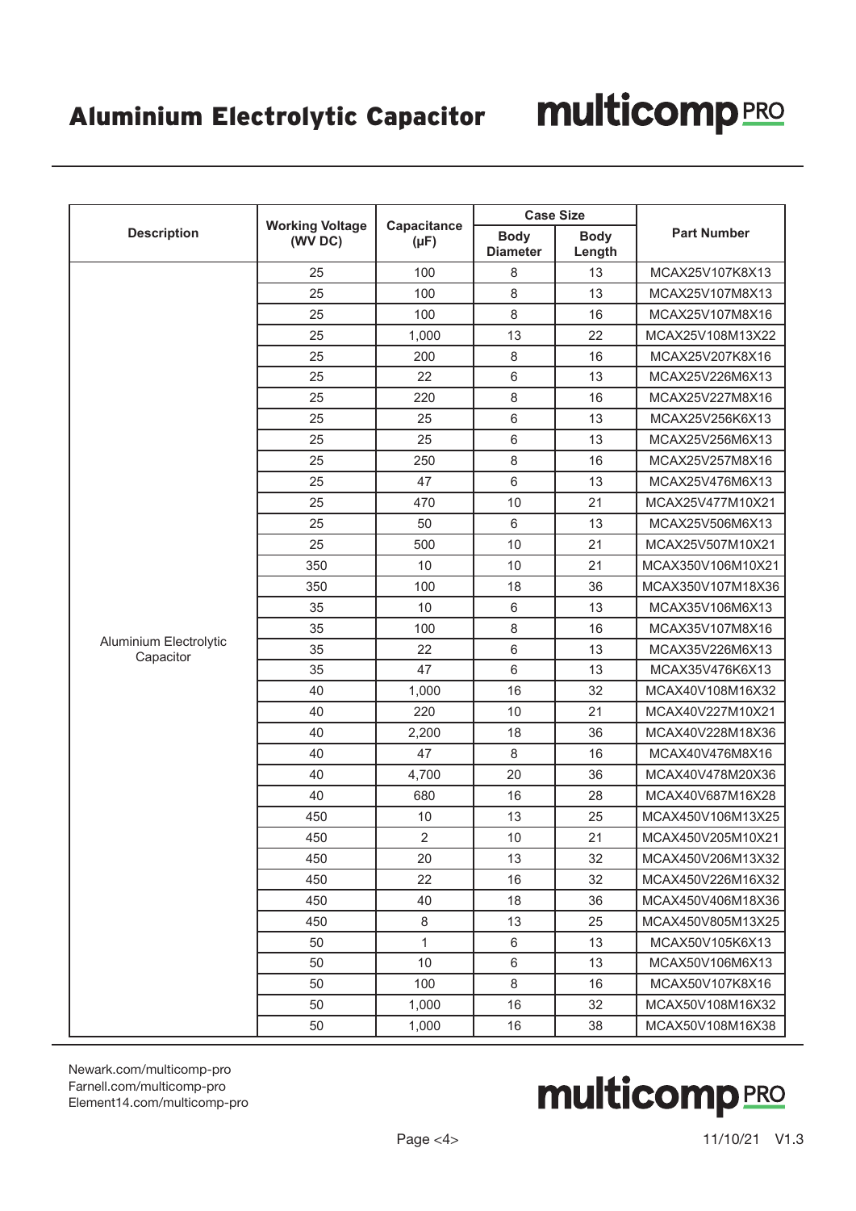| Description | Working Voltage (WV DC) | Capacitance (µF) | Case Size | | Part Number |
|---|---|---|---|---|---|
| | | | Body Diameter | Body Length | |
| Aluminium Electrolytic Capacitor | 25 | 100 | 8 | 13 | MCAX25V107K8X13 |
| | 25 | 100 | 8 | 13 | MCAX25V107M8X13 |
| | 25 | 100 | 8 | 16 | MCAX25V107M8X16 |
| | 25 | 1,000 | 13 | 22 | MCAX25V108M13X22 |
| | 25 | 200 | 8 | 16 | MCAX25V207K8X16 |
| | 25 | 22 | 6 | 13 | MCAX25V226M6X13 |
| | 25 | 220 | 8 | 16 | MCAX25V227M8X16 |
| | 25 | 25 | 6 | 13 | MCAX25V256K6X13 |
| | 25 | 25 | 6 | 13 | MCAX25V256M6X13 |
| | 25 | 250 | 8 | 16 | MCAX25V257M8X16 |
| | 25 | 47 | 6 | 13 | MCAX25V476M6X13 |
| | 25 | 470 | 10 | 21 | MCAX25V477M10X21 |
| | 25 | 50 | 6 | 13 | MCAX25V506M6X13 |
| | 25 | 500 | 10 | 21 | MCAX25V507M10X21 |
| | 350 | 10 | 10 | 21 | MCAX350V106M10X21 |
| | 350 | 100 | 18 | 36 | MCAX350V107M18X36 |
| | 35 | 10 | 6 | 13 | MCAX35V106M6X13 |
| | 35 | 100 | 8 | 16 | MCAX35V107M8X16 |
| | 35 | 22 | 6 | 13 | MCAX35V226M6X13 |
| | 35 | 47 | 6 | 13 | MCAX35V476K6X13 |
| | 40 | 1,000 | 16 | 32 | MCAX40V108M16X32 |
| | 40 | 220 | 10 | 21 | MCAX40V227M10X21 |
| | 40 | 2,200 | 18 | 36 | MCAX40V228M18X36 |
| | 40 | 47 | 8 | 16 | MCAX40V476M8X16 |
| | 40 | 4,700 | 20 | 36 | MCAX40V478M20X36 |
| | 40 | 680 | 16 | 28 | MCAX40V687M16X28 |
| | 450 | 10 | 13 | 25 | MCAX450V106M13X25 |
| | 450 | 2 | 10 | 21 | MCAX450V205M10X21 |
| | 450 | 20 | 13 | 32 | MCAX450V206M13X32 |
| | 450 | 22 | 16 | 32 | MCAX450V226M16X32 |
| | 450 | 40 | 18 | 36 | MCAX450V406M18X36 |
| | 450 | 8 | 13 | 25 | MCAX450V805M13X25 |
| | 50 | 1 | 6 | 13 | MCAX50V105K6X13 |
| | 50 | 10 | 6 | 13 | MCAX50V106M6X13 |
| | 50 | 100 | 8 | 16 | MCAX50V107K8X16 |
| | 50 | 1,000 | 16 | 32 | MCAX50V108M16X32 |
| | 50 | 1,000 | 16 | 38 | MCAX50V108M16X38 |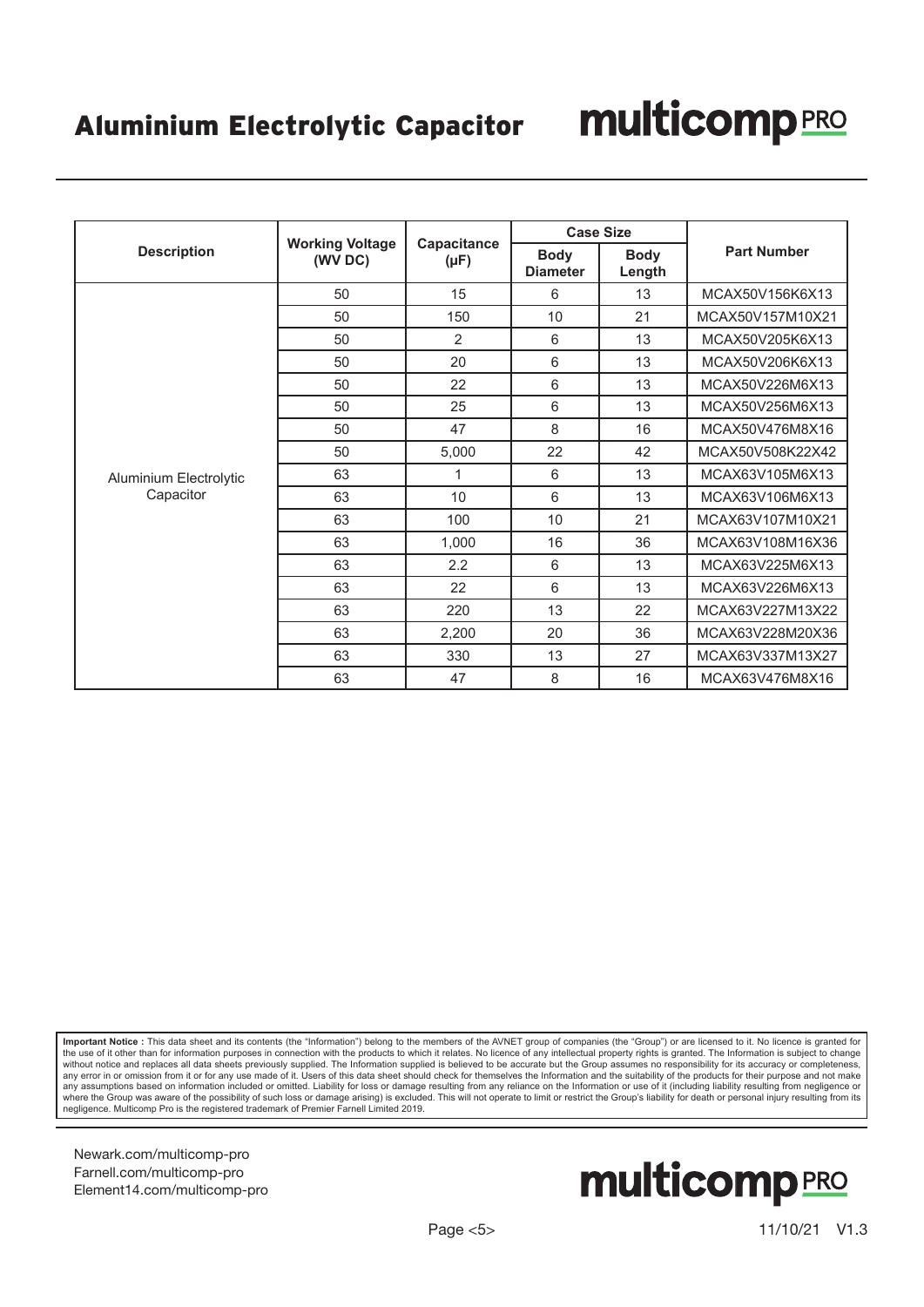| Description | Working Voltage (WV DC) | Capacitance (µF) | Case Size | | Part Number |
|---|---|---|---|---|---|
| | | | Body Diameter | Body Length | |
| Aluminium Electrolytic Capacitor | 50 | 15 | 6 | 13 | MCAX50V156K6X13 |
| | 50 | 150 | 10 | 21 | MCAX50V157M10X21 |
| | 50 | 2 | 6 | 13 | MCAX50V205K6X13 |
| | 50 | 20 | 6 | 13 | MCAX50V206K6X13 |
| | 50 | 22 | 6 | 13 | MCAX50V226M6X13 |
| | 50 | 25 | 6 | 13 | MCAX50V256M6X13 |
| | 50 | 47 | 8 | 16 | MCAX50V476M8X16 |
| | 50 | 5,000 | 22 | 42 | MCAX50V508K22X42 |
| | 63 | 1 | 6 | 13 | MCAX63V105M6X13 |
| | 63 | 10 | 6 | 13 | MCAX63V106M6X13 |
| | 63 | 100 | 10 | 21 | MCAX63V107M10X21 |
| | 63 | 1,000 | 16 | 36 | MCAX63V108M16X36 |
| | 63 | 2.2 | 6 | 13 | MCAX63V225M6X13 |
| | 63 | 22 | 6 | 13 | MCAX63V226M6X13 |
| | 63 | 220 | 13 | 22 | MCAX63V227M13X22 |
| | 63 | 2,200 | 20 | 36 | MCAX63V228M20X36 |
| | 63 | 330 | 13 | 27 | MCAX63V337M13X27 |
| | 63 | 47 | 8 | 16 | MCAX63V476M8X16 |

**Important Notice :** This data sheet and its contents (the "Information") belong to the members of the AVNET group of companies (the "Group") or are licensed to it. No licence is granted for the use of it other than for information purposes in connection with the products to which it relates. No licence of any intellectual property rights is granted. The Information is subject to change without notice and replaces all data sheets previously supplied. The Information supplied is believed to be accurate but the Group assumes no responsibility for its accuracy or completeness, any error in or omission from it or for any use made of it. Users of this data sheet should check for themselves the Information and the suitability of the products for their purpose and not make any assumptions based on information included or omitted. Liability for loss or damage resulting from any reliance on the Information or use of it (including liability resulting from negligence or where the Group was aware of the possibility of such loss or damage arising) is excluded. This will not operate to limit or restrict the Group's liability for death or personal injury resulting from its negligence. Multicomp Pro is the registered trademark of Premier Farnell Limited 2019.

Newark.com/multicomp-pro
Farnell.com/multicomp-pro
Element14.com/multicomp-pro